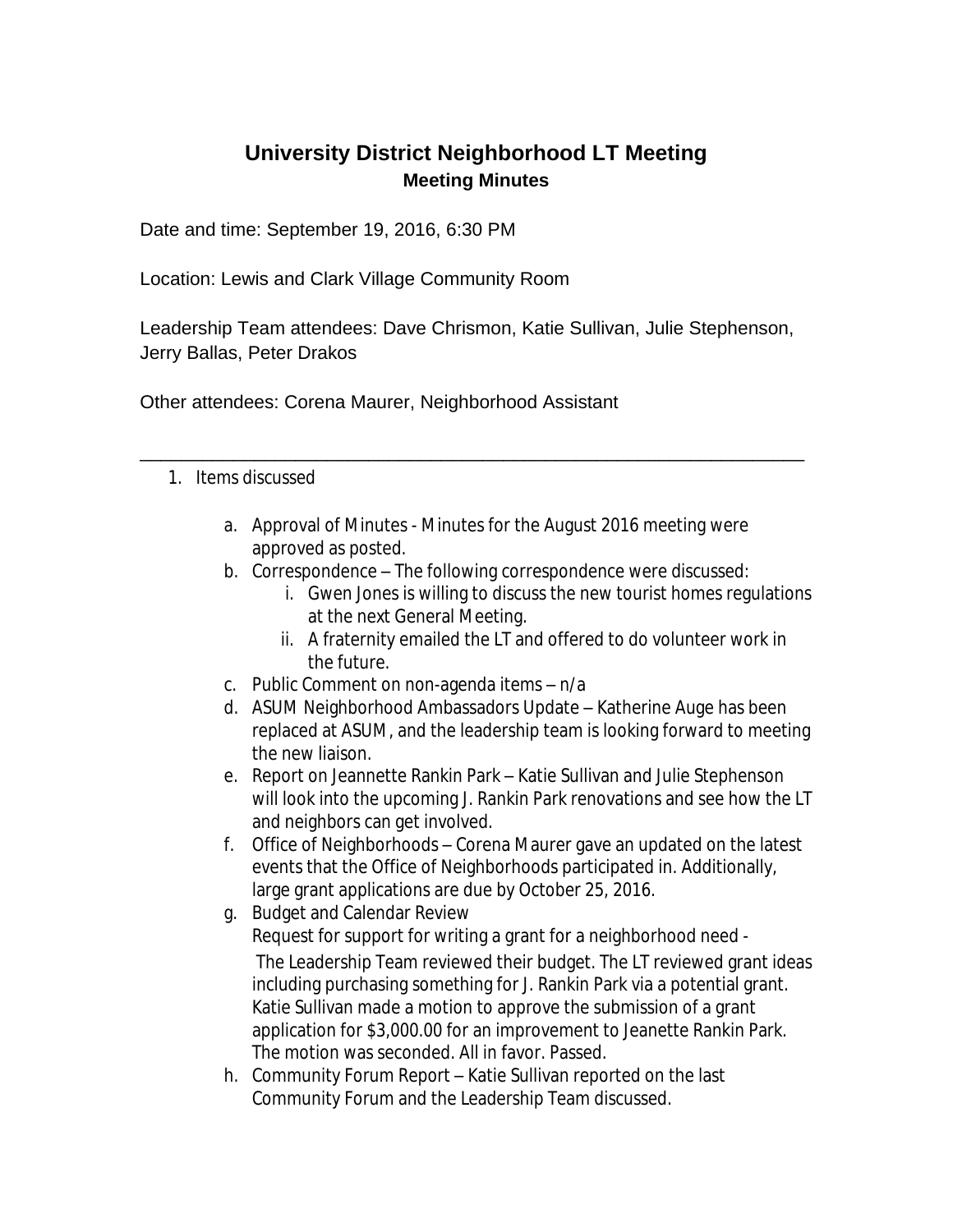# University District Neighborhood LT Meeting

## Meeting Minutes

Date and time: September 19, 2016, 6:30 PM

Location: Lewis and Clark Village Community Room

Leadership Team attendees: Dave Chrismon, Katie Sullivan, Julie Stephenson, Jerry Ballas, Peter Drakos

Other attendees: Corena Maurer, Neighborhood Assistant

---

1. Items discussed

    a. Approval of Minutes - Minutes for the August 2016 meeting were approved as posted.

    b. Correspondence – The following correspondence were discussed:

        i. Gwen Jones is willing to discuss the new tourist homes regulations at the next General Meeting.

        ii. A fraternity emailed the LT and offered to do volunteer work in the future.

    c. Public Comment on non-agenda items – n/a

    d. ASUM Neighborhood Ambassadors Update – Katherine Auge has been replaced at ASUM, and the leadership team is looking forward to meeting the new liaison.

    e. Report on Jeannette Rankin Park – Katie Sullivan and Julie Stephenson will look into the upcoming J. Rankin Park renovations and see how the LT and neighbors can get involved.

    f. Office of Neighborhoods – Corena Maurer gave an updated on the latest events that the Office of Neighborhoods participated in. Additionally, large grant applications are due by October 25, 2016.

    g. Budget and Calendar Review
    Request for support for writing a grant for a neighborhood need -
    The Leadership Team reviewed their budget. The LT reviewed grant ideas including purchasing something for J. Rankin Park via a potential grant. Katie Sullivan made a motion to approve the submission of a grant application for $3,000.00 for an improvement to Jeanette Rankin Park. The motion was seconded. All in favor. Passed.

    h. Community Forum Report – Katie Sullivan reported on the last Community Forum and the Leadership Team discussed.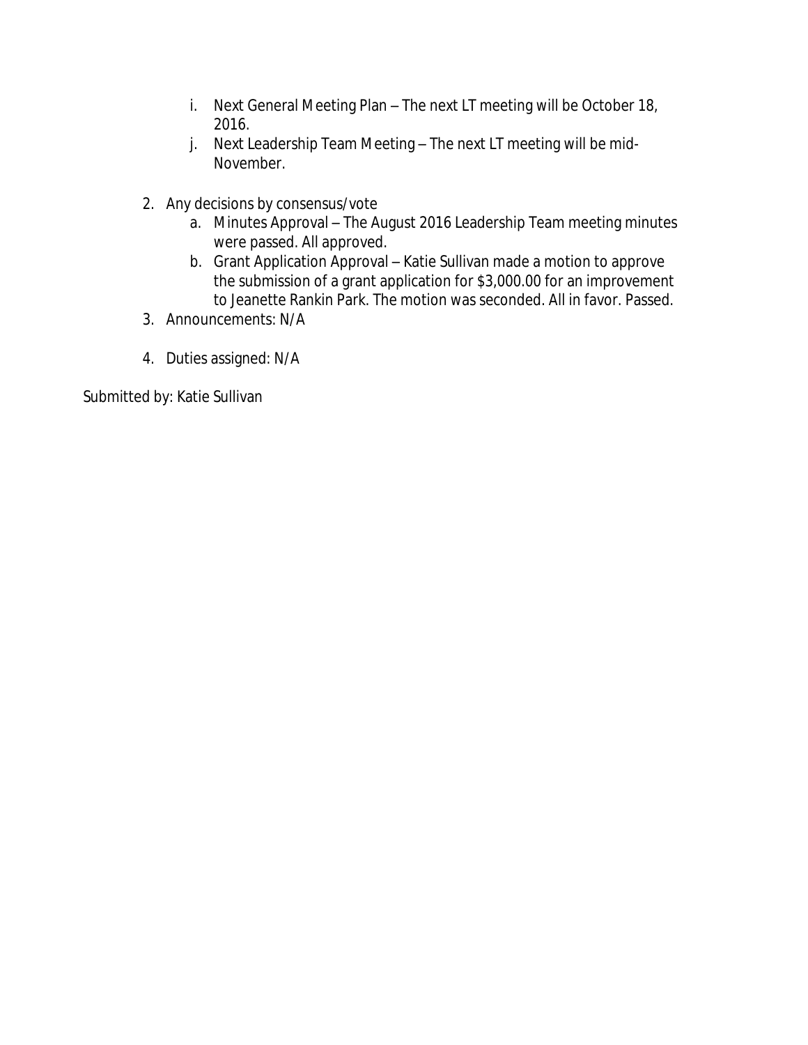i. Next General Meeting Plan – The next LT meeting will be October 18, 2016.
   j. Next Leadership Team Meeting – The next LT meeting will be mid-November.

2. Any decisions by consensus/vote
   a. Minutes Approval – The August 2016 Leadership Team meeting minutes were passed. All approved.
   b. Grant Application Approval – Katie Sullivan made a motion to approve the submission of a grant application for $3,000.00 for an improvement to Jeanette Rankin Park. The motion was seconded. All in favor. Passed.
3. Announcements: N/A
4. Duties assigned: N/A

Submitted by: Katie Sullivan